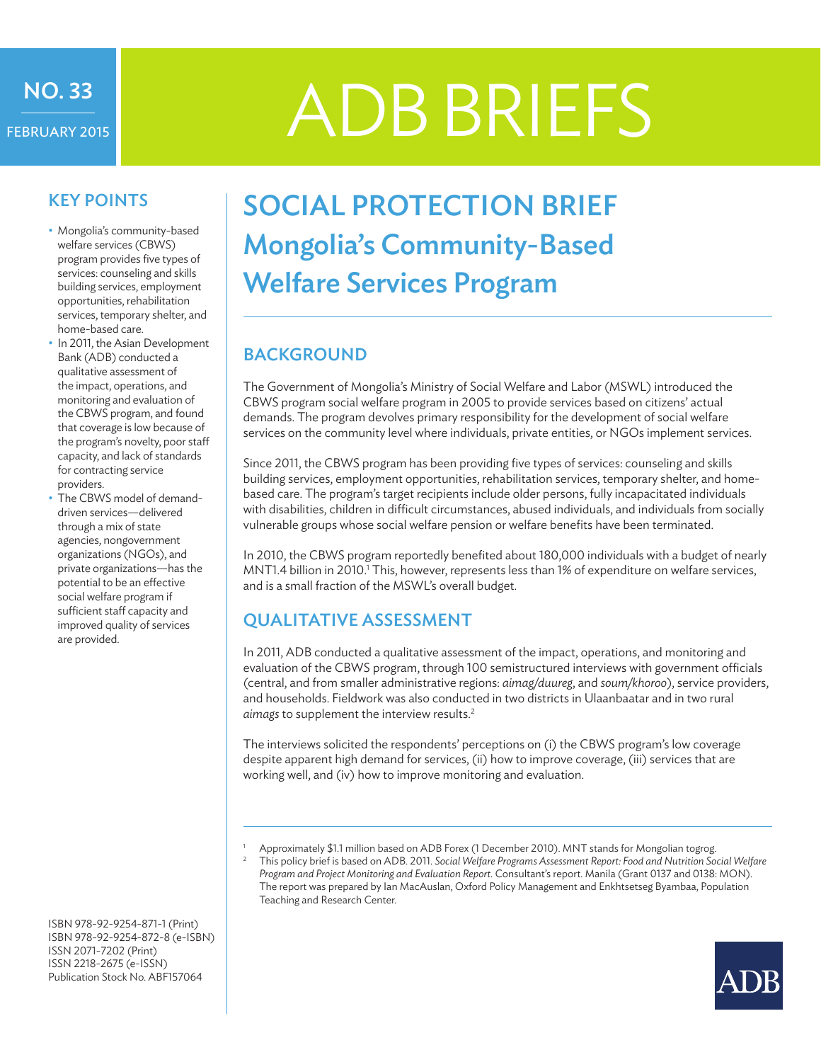NO. 33

FEBRUARY 2015

# ADB BRIEFS

## KEY POINTS

- Mongolia's community-based welfare services (CBWS) program provides five types of services: counseling and skills building services, employment opportunities, rehabilitation services, temporary shelter, and home-based care.
- In 2011, the Asian Development Bank (ADB) conducted a qualitative assessment of the impact, operations, and monitoring and evaluation of the CBWS program, and found that coverage is low because of the program's novelty, poor staff capacity, and lack of standards for contracting service providers.
- The CBWS model of demand-driven services—delivered through a mix of state agencies, nongovernment organizations (NGOs), and private organizations—has the potential to be an effective social welfare program if sufficient staff capacity and improved quality of services are provided.

ISBN 978-92-9254-871-1 (Print)
ISBN 978-92-9254-872-8 (e-ISBN)
ISSN 2071-7202 (Print)
ISSN 2218-2675 (e-ISSN)
Publication Stock No. ABF157064

# SOCIAL PROTECTION BRIEF
# Mongolia's Community-Based Welfare Services Program

## BACKGROUND

The Government of Mongolia's Ministry of Social Welfare and Labor (MSWL) introduced the CBWS program social welfare program in 2005 to provide services based on citizens' actual demands. The program devolves primary responsibility for the development of social welfare services on the community level where individuals, private entities, or NGOs implement services.

Since 2011, the CBWS program has been providing five types of services: counseling and skills building services, employment opportunities, rehabilitation services, temporary shelter, and home-based care. The program's target recipients include older persons, fully incapacitated individuals with disabilities, children in difficult circumstances, abused individuals, and individuals from socially vulnerable groups whose social welfare pension or welfare benefits have been terminated.

In 2010, the CBWS program reportedly benefited about 180,000 individuals with a budget of nearly MNT1.4 billion in 2010.[1] This, however, represents less than 1% of expenditure on welfare services, and is a small fraction of the MSWL's overall budget.

## QUALITATIVE ASSESSMENT

In 2011, ADB conducted a qualitative assessment of the impact, operations, and monitoring and evaluation of the CBWS program, through 100 semistructured interviews with government officials (central, and from smaller administrative regions: *aimag/duureg*, and *soum/khoroo*), service providers, and households. Fieldwork was also conducted in two districts in Ulaanbaatar and in two rural *aimags* to supplement the interview results.[2]

The interviews solicited the respondents' perceptions on (i) the CBWS program's low coverage despite apparent high demand for services, (ii) how to improve coverage, (iii) services that are working well, and (iv) how to improve monitoring and evaluation.

---

[1] Approximately $1.1 million based on ADB Forex (1 December 2010). MNT stands for Mongolian togrog.

[2] This policy brief is based on ADB. 2011. *Social Welfare Programs Assessment Report: Food and Nutrition Social Welfare Program and Project Monitoring and Evaluation Report.* Consultant's report. Manila (Grant 0137 and 0138: MON). The report was prepared by Ian MacAuslan, Oxford Policy Management and Enkhtsetseg Byambaa, Population Teaching and Research Center.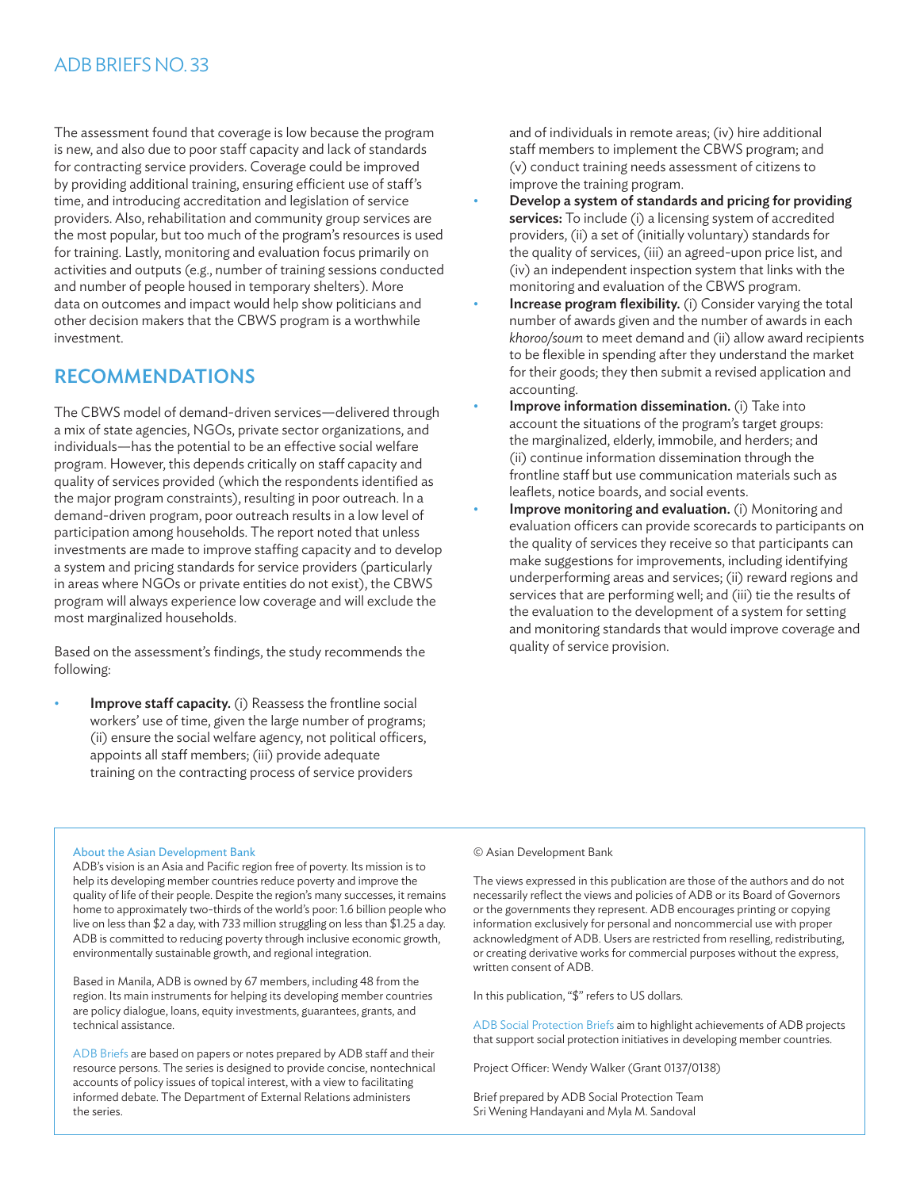The assessment found that coverage is low because the program is new, and also due to poor staff capacity and lack of standards for contracting service providers. Coverage could be improved by providing additional training, ensuring efficient use of staff's time, and introducing accreditation and legislation of service providers. Also, rehabilitation and community group services are the most popular, but too much of the program's resources is used for training. Lastly, monitoring and evaluation focus primarily on activities and outputs (e.g., number of training sessions conducted and number of people housed in temporary shelters). More data on outcomes and impact would help show politicians and other decision makers that the CBWS program is a worthwhile investment.

## RECOMMENDATIONS

The CBWS model of demand-driven services—delivered through a mix of state agencies, NGOs, private sector organizations, and individuals—has the potential to be an effective social welfare program. However, this depends critically on staff capacity and quality of services provided (which the respondents identified as the major program constraints), resulting in poor outreach. In a demand-driven program, poor outreach results in a low level of participation among households. The report noted that unless investments are made to improve staffing capacity and to develop a system and pricing standards for service providers (particularly in areas where NGOs or private entities do not exist), the CBWS program will always experience low coverage and will exclude the most marginalized households.

Based on the assessment's findings, the study recommends the following:

- **Improve staff capacity.** (i) Reassess the frontline social workers' use of time, given the large number of programs; (ii) ensure the social welfare agency, not political officers, appoints all staff members; (iii) provide adequate training on the contracting process of service providers and of individuals in remote areas; (iv) hire additional staff members to implement the CBWS program; and (v) conduct training needs assessment of citizens to improve the training program.
- **Develop a system of standards and pricing for providing services:** To include (i) a licensing system of accredited providers, (ii) a set of (initially voluntary) standards for the quality of services, (iii) an agreed-upon price list, and (iv) an independent inspection system that links with the monitoring and evaluation of the CBWS program.
- **Increase program flexibility.** (i) Consider varying the total number of awards given and the number of awards in each *khoroo/soum* to meet demand and (ii) allow award recipients to be flexible in spending after they understand the market for their goods; they then submit a revised application and accounting.
- **Improve information dissemination.** (i) Take into account the situations of the program's target groups: the marginalized, elderly, immobile, and herders; and (ii) continue information dissemination through the frontline staff but use communication materials such as leaflets, notice boards, and social events.
- **Improve monitoring and evaluation.** (i) Monitoring and evaluation officers can provide scorecards to participants on the quality of services they receive so that participants can make suggestions for improvements, including identifying underperforming areas and services; (ii) reward regions and services that are performing well; and (iii) tie the results of the evaluation to the development of a system for setting and monitoring standards that would improve coverage and quality of service provision.

---

About the Asian Development Bank

ADB's vision is an Asia and Pacific region free of poverty. Its mission is to help its developing member countries reduce poverty and improve the quality of life of their people. Despite the region's many successes, it remains home to approximately two-thirds of the world's poor: 1.6 billion people who live on less than $2 a day, with 733 million struggling on less than $1.25 a day. ADB is committed to reducing poverty through inclusive economic growth, environmentally sustainable growth, and regional integration.

Based in Manila, ADB is owned by 67 members, including 48 from the region. Its main instruments for helping its developing member countries are policy dialogue, loans, equity investments, guarantees, grants, and technical assistance.

ADB Briefs are based on papers or notes prepared by ADB staff and their resource persons. The series is designed to provide concise, nontechnical accounts of policy issues of topical interest, with a view to facilitating informed debate. The Department of External Relations administers the series.

© Asian Development Bank

The views expressed in this publication are those of the authors and do not necessarily reflect the views and policies of ADB or its Board of Governors or the governments they represent. ADB encourages printing or copying information exclusively for personal and noncommercial use with proper acknowledgment of ADB. Users are restricted from reselling, redistributing, or creating derivative works for commercial purposes without the express, written consent of ADB.

In this publication, "$" refers to US dollars.

ADB Social Protection Briefs aim to highlight achievements of ADB projects that support social protection initiatives in developing member countries.

Project Officer: Wendy Walker (Grant 0137/0138)

Brief prepared by ADB Social Protection Team
Sri Wening Handayani and Myla M. Sandoval